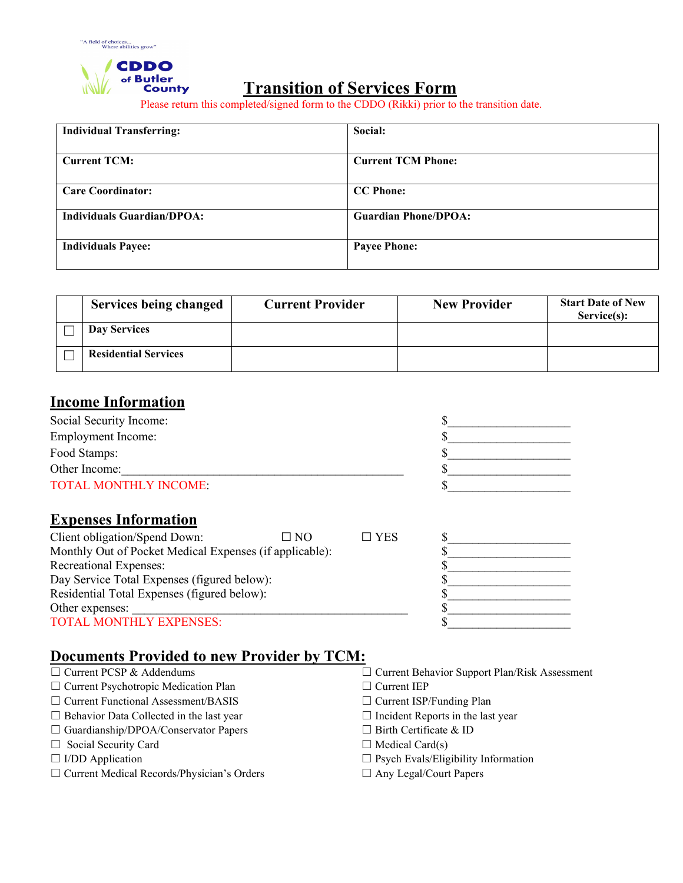"A field of choices... Where abilities grow"

CDDO of Butler County

# Transition of Services Form

Please return this completed/signed form to the CDDO (Rikki) prior to the transition date.

| Individual Transferring: | Social: |
|---|---|
| Current TCM: | Current TCM Phone: |
| Care Coordinator: | CC Phone: |
| Individuals Guardian/DPOA: | Guardian Phone/DPOA: |
| Individuals Payee: | Payee Phone: |

| | Services being changed | Current Provider | New Provider | Start Date of New Service(s): |
|---|---|---|---|---|
| ☐ | Day Services | | | |
| ☐ | Residential Services | | | |

## Income Information

Social Security Income: $____________________

Employment Income: $____________________

Food Stamps: $____________________

Other Income:_______________________________________________ $____________________

TOTAL MONTHLY INCOME: $____________________

## Expenses Information

Client obligation/Spend Down: ☐ NO ☐ YES $____________________

Monthly Out of Pocket Medical Expenses (if applicable): $____________________

Recreational Expenses: $____________________

Day Service Total Expenses (figured below): $____________________

Residential Total Expenses (figured below): $____________________

Other expenses: ____________________________________________ $____________________

TOTAL MONTHLY EXPENSES: $____________________

## Documents Provided to new Provider by TCM:

- ☐ Current PCSP & Addendums
- ☐ Current Psychotropic Medication Plan
- ☐ Current Functional Assessment/BASIS
- ☐ Behavior Data Collected in the last year
- ☐ Guardianship/DPOA/Conservator Papers
- ☐ Social Security Card
- ☐ I/DD Application
- ☐ Current Medical Records/Physician's Orders
- ☐ Current Behavior Support Plan/Risk Assessment
- ☐ Current IEP
- ☐ Current ISP/Funding Plan
- ☐ Incident Reports in the last year
- ☐ Birth Certificate & ID
- ☐ Medical Card(s)
- ☐ Psych Evals/Eligibility Information
- ☐ Any Legal/Court Papers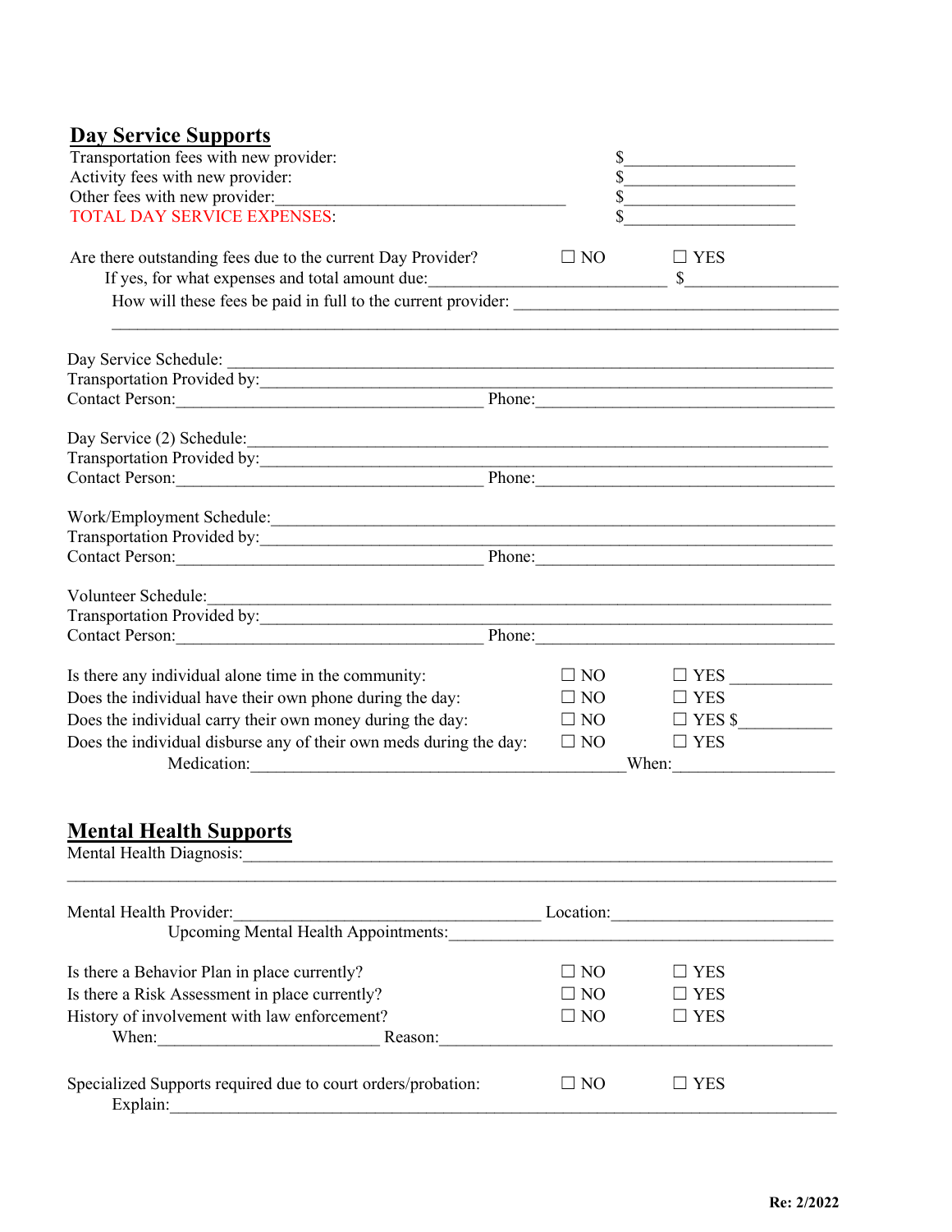## Day Service Supports

Transportation fees with new provider: $__________________

Activity fees with new provider: $__________________

Other fees with new provider:________________________________ $__________________

TOTAL DAY SERVICE EXPENSES: $__________________

Are there outstanding fees due to the current Day Provider? ☐ NO ☐ YES

If yes, for what expenses and total amount due:__________________________ $________________

How will these fees be paid in full to the current provider: ____________________________________

______________________________________________________________________________

Day Service Schedule: ____________________________________________________________________

Transportation Provided by:_______________________________________________________________

Contact Person:__________________________________ Phone:__________________________________

Day Service (2) Schedule:_________________________________________________________________

Transportation Provided by:_______________________________________________________________

Contact Person:__________________________________ Phone:__________________________________

Work/Employment Schedule:________________________________________________________________

Transportation Provided by:_______________________________________________________________

Contact Person:__________________________________ Phone:__________________________________

Volunteer Schedule:______________________________________________________________________

Transportation Provided by:_______________________________________________________________

Contact Person:__________________________________ Phone:__________________________________

Is there any individual alone time in the community: ☐ NO ☐ YES ___________

Does the individual have their own phone during the day: ☐ NO ☐ YES

Does the individual carry their own money during the day: ☐ NO ☐ YES $__________

Does the individual disburse any of their own meds during the day: ☐ NO ☐ YES

Medication:__________________________________________When:__________________

## Mental Health Supports

Mental Health Diagnosis:__________________________________________________________________

______________________________________________________________________________

Mental Health Provider:_________________________________ Location:________________________

Upcoming Mental Health Appointments:____________________________________________

Is there a Behavior Plan in place currently? ☐ NO ☐ YES

Is there a Risk Assessment in place currently? ☐ NO ☐ YES

History of involvement with law enforcement? ☐ NO ☐ YES

When:________________________ Reason:____________________________________________

Specialized Supports required due to court orders/probation: ☐ NO ☐ YES

Explain:_____________________________________________________________________________

**Re: 2/2022**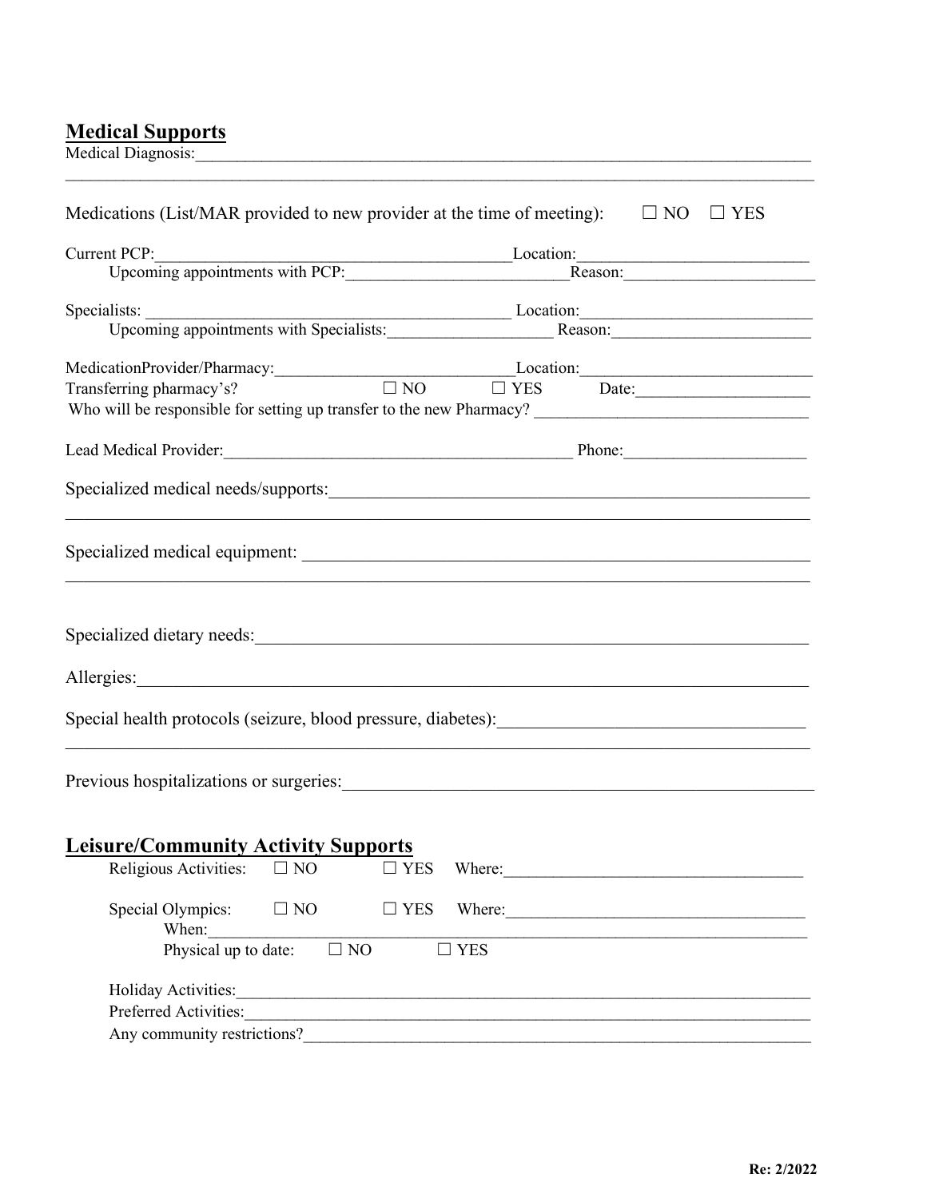## Medical Supports

Medical Diagnosis:\_\_\_\_\_\_\_\_\_\_\_\_\_\_\_\_\_\_\_\_\_\_\_\_\_\_\_\_\_\_\_\_\_\_\_\_\_\_\_\_\_\_\_\_\_\_\_\_\_\_\_\_\_\_\_\_\_\_\_\_

\_\_\_\_\_\_\_\_\_\_\_\_\_\_\_\_\_\_\_\_\_\_\_\_\_\_\_\_\_\_\_\_\_\_\_\_\_\_\_\_\_\_\_\_\_\_\_\_\_\_\_\_\_\_\_\_\_\_\_\_\_\_\_\_\_\_\_\_\_\_\_\_\_\_

Medications (List/MAR provided to new provider at the time of meeting): ☐ NO ☐ YES

Current PCP:\_\_\_\_\_\_\_\_\_\_\_\_\_\_\_\_\_\_\_\_\_\_\_\_\_\_\_\_\_\_\_\_\_\_\_\_\_\_\_\_Location:\_\_\_\_\_\_\_\_\_\_\_\_\_\_\_\_\_\_\_\_\_\_\_\_\_\_

Upcoming appointments with PCP:\_\_\_\_\_\_\_\_\_\_\_\_\_\_\_\_\_\_\_\_\_\_\_\_\_\_Reason:\_\_\_\_\_\_\_\_\_\_\_\_\_\_\_\_\_\_\_\_\_\_\_

Specialists: \_\_\_\_\_\_\_\_\_\_\_\_\_\_\_\_\_\_\_\_\_\_\_\_\_\_\_\_\_\_\_\_\_\_\_\_\_\_\_\_\_\_ Location:\_\_\_\_\_\_\_\_\_\_\_\_\_\_\_\_\_\_\_\_\_\_\_\_\_\_\_

Upcoming appointments with Specialists:\_\_\_\_\_\_\_\_\_\_\_\_\_\_\_\_\_\_\_ Reason:\_\_\_\_\_\_\_\_\_\_\_\_\_\_\_\_\_\_\_\_\_\_\_

MedicationProvider/Pharmacy:\_\_\_\_\_\_\_\_\_\_\_\_\_\_\_\_\_\_\_\_\_\_\_\_\_\_\_\_\_Location:\_\_\_\_\_\_\_\_\_\_\_\_\_\_\_\_\_\_\_\_\_\_\_\_\_\_\_

Transferring pharmacy's? ☐ NO ☐ YES Date:\_\_\_\_\_\_\_\_\_\_\_\_\_\_\_\_\_\_\_\_

Who will be responsible for setting up transfer to the new Pharmacy? \_\_\_\_\_\_\_\_\_\_\_\_\_\_\_\_\_\_\_\_\_\_\_\_\_\_\_\_\_\_\_\_

Lead Medical Provider:\_\_\_\_\_\_\_\_\_\_\_\_\_\_\_\_\_\_\_\_\_\_\_\_\_\_\_\_\_\_\_\_\_\_\_\_\_\_\_\_\_\_ Phone:\_\_\_\_\_\_\_\_\_\_\_\_\_\_\_\_\_\_\_\_\_

Specialized medical needs/supports:\_\_\_\_\_\_\_\_\_\_\_\_\_\_\_\_\_\_\_\_\_\_\_\_\_\_\_\_\_\_\_\_\_\_\_\_\_\_\_\_\_\_\_\_\_\_\_\_\_\_\_\_

\_\_\_\_\_\_\_\_\_\_\_\_\_\_\_\_\_\_\_\_\_\_\_\_\_\_\_\_\_\_\_\_\_\_\_\_\_\_\_\_\_\_\_\_\_\_\_\_\_\_\_\_\_\_\_\_\_\_\_\_\_\_\_\_\_\_\_\_\_\_\_\_\_\_

Specialized medical equipment: \_\_\_\_\_\_\_\_\_\_\_\_\_\_\_\_\_\_\_\_\_\_\_\_\_\_\_\_\_\_\_\_\_\_\_\_\_\_\_\_\_\_\_\_\_\_\_\_\_\_\_\_\_\_\_\_\_

\_\_\_\_\_\_\_\_\_\_\_\_\_\_\_\_\_\_\_\_\_\_\_\_\_\_\_\_\_\_\_\_\_\_\_\_\_\_\_\_\_\_\_\_\_\_\_\_\_\_\_\_\_\_\_\_\_\_\_\_\_\_\_\_\_\_\_\_\_\_\_\_\_\_

Specialized dietary needs:\_\_\_\_\_\_\_\_\_\_\_\_\_\_\_\_\_\_\_\_\_\_\_\_\_\_\_\_\_\_\_\_\_\_\_\_\_\_\_\_\_\_\_\_\_\_\_\_\_\_\_\_\_\_\_\_\_\_\_

Allergies:\_\_\_\_\_\_\_\_\_\_\_\_\_\_\_\_\_\_\_\_\_\_\_\_\_\_\_\_\_\_\_\_\_\_\_\_\_\_\_\_\_\_\_\_\_\_\_\_\_\_\_\_\_\_\_\_\_\_\_\_\_\_\_\_\_\_\_\_\_

Special health protocols (seizure, blood pressure, diabetes):\_\_\_\_\_\_\_\_\_\_\_\_\_\_\_\_\_\_\_\_\_\_\_\_\_\_\_\_\_\_\_\_\_\_

\_\_\_\_\_\_\_\_\_\_\_\_\_\_\_\_\_\_\_\_\_\_\_\_\_\_\_\_\_\_\_\_\_\_\_\_\_\_\_\_\_\_\_\_\_\_\_\_\_\_\_\_\_\_\_\_\_\_\_\_\_\_\_\_\_\_\_\_\_\_\_\_\_\_

Previous hospitalizations or surgeries:\_\_\_\_\_\_\_\_\_\_\_\_\_\_\_\_\_\_\_\_\_\_\_\_\_\_\_\_\_\_\_\_\_\_\_\_\_\_\_\_\_\_\_\_\_\_\_\_\_\_\_

## Leisure/Community Activity Supports

Religious Activities: ☐ NO ☐ YES Where:\_\_\_\_\_\_\_\_\_\_\_\_\_\_\_\_\_\_\_\_\_\_\_\_\_\_\_\_\_\_\_\_\_\_\_

Special Olympics: ☐ NO ☐ YES Where:\_\_\_\_\_\_\_\_\_\_\_\_\_\_\_\_\_\_\_\_\_\_\_\_\_\_\_\_\_\_\_\_\_\_\_

When:\_\_\_\_\_\_\_\_\_\_\_\_\_\_\_\_\_\_\_\_\_\_\_\_\_\_\_\_\_\_\_\_\_\_\_\_\_\_\_\_\_\_\_\_\_\_\_\_\_\_\_\_\_\_\_\_\_\_\_\_\_\_\_\_\_\_\_

Physical up to date: ☐ NO ☐ YES

Holiday Activities:\_\_\_\_\_\_\_\_\_\_\_\_\_\_\_\_\_\_\_\_\_\_\_\_\_\_\_\_\_\_\_\_\_\_\_\_\_\_\_\_\_\_\_\_\_\_\_\_\_\_\_\_\_\_\_\_\_\_\_\_\_\_\_\_

Preferred Activities:\_\_\_\_\_\_\_\_\_\_\_\_\_\_\_\_\_\_\_\_\_\_\_\_\_\_\_\_\_\_\_\_\_\_\_\_\_\_\_\_\_\_\_\_\_\_\_\_\_\_\_\_\_\_\_\_\_\_\_\_\_\_\_

Any community restrictions?\_\_\_\_\_\_\_\_\_\_\_\_\_\_\_\_\_\_\_\_\_\_\_\_\_\_\_\_\_\_\_\_\_\_\_\_\_\_\_\_\_\_\_\_\_\_\_\_\_\_\_\_\_\_\_\_\_

**Re: 2/2022**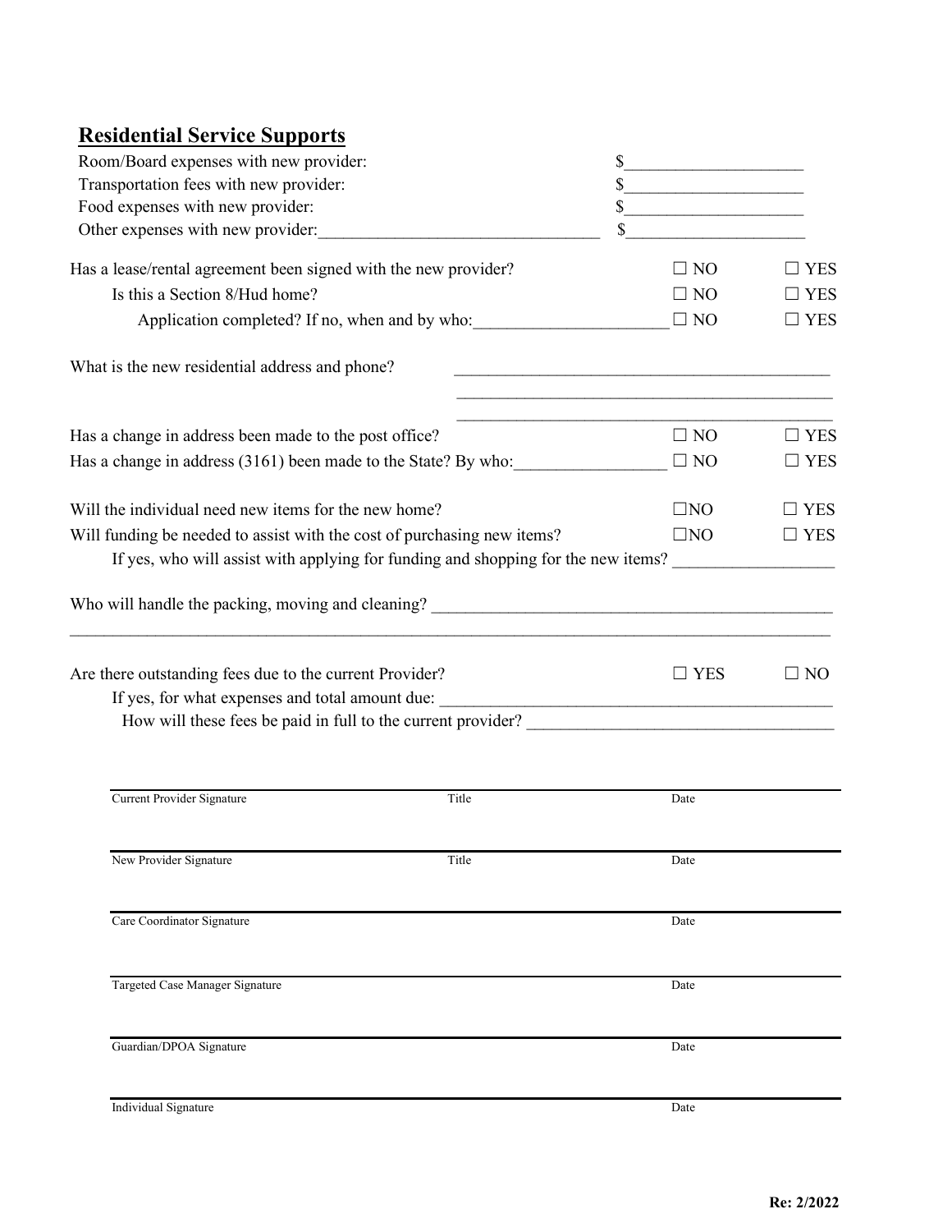## Residential Service Supports

Room/Board expenses with new provider: $____________________

Transportation fees with new provider: $____________________

Food expenses with new provider: $____________________

Other expenses with new provider:________________________________ $____________________

| | | |
|---|---|---|
| Has a lease/rental agreement been signed with the new provider? | ☐ NO | ☐ YES |
| Is this a Section 8/Hud home? | ☐ NO | ☐ YES |
| Application completed? If no, when and by who:______________________ | ☐ NO | ☐ YES |

What is the new residential address and phone? ____________________________________________

____________________________________________

____________________________________________

| | | |
|---|---|---|
| Has a change in address been made to the post office? | ☐ NO | ☐ YES |
| Has a change in address (3161) been made to the State? By who:_________________ | ☐ NO | ☐ YES |

| | | |
|---|---|---|
| Will the individual need new items for the new home? | ☐NO | ☐ YES |
| Will funding be needed to assist with the cost of purchasing new items? | ☐NO | ☐ YES |

If yes, who will assist with applying for funding and shopping for the new items? __________________

Who will handle the packing, moving and cleaning? ______________________________________________

____________________________________________________________________________________________

| | | |
|---|---|---|
| Are there outstanding fees due to the current Provider? | ☐ YES | ☐ NO |

If yes, for what expenses and total amount due: ______________________________________________

How will these fees be paid in full to the current provider? ___________________________________

_____________________________________________________________________
Current Provider Signature | Title | Date

_____________________________________________________________________
New Provider Signature | Title | Date

_____________________________________________________________________
Care Coordinator Signature | Date

_____________________________________________________________________
Targeted Case Manager Signature | Date

_____________________________________________________________________
Guardian/DPOA Signature | Date

_____________________________________________________________________
Individual Signature | Date

**Re: 2/2022**